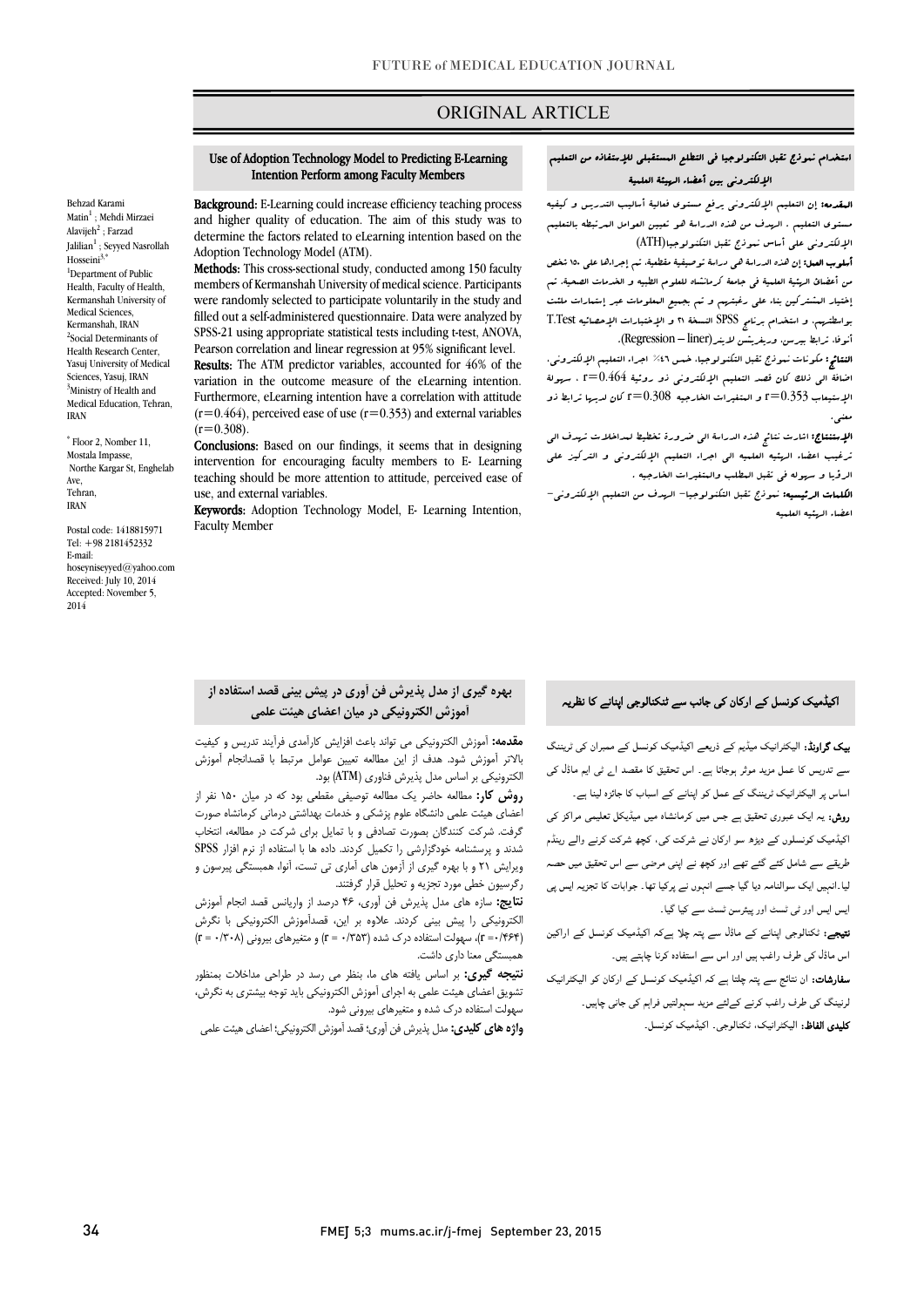ORIGINAL ARTICLE

# Use of Adoption Technology Model to Predicting E-Learning Intention Perform among Faculty Members

Behzad Karami Matin[1]; Mehdi Mirzaei Alavijeh[2]; Farzad Jalilian[1]; Seyyed Nasrollah Hosseini[3,*]

[1]Department of Public Health, Faculty of Health, Kermanshah University of Medical Sciences, Kermanshah, IRAN

[2]Social Determinants of Health Research Center, Yasuj University of Medical Sciences, Yasuj, IRAN

[3]Ministry of Health and Medical Education, Tehran, IRAN

* Floor 2, Nomber 11, Mostala Impasse, Northe Kargar St, Enghelab Ave, Tehran, IRAN

Postal code: 1418815971
Tel: +98 2181452332
E-mail: hoseyniseyyed@yahoo.com
Received: July 10, 2014
Accepted: November 5, 2014

**Background:** E-Learning could increase efficiency teaching process and higher quality of education. The aim of this study was to determine the factors related to eLearning intention based on the Adoption Technology Model (ATM).

**Methods:** This cross-sectional study, conducted among 150 faculty members of Kermanshah University of medical science. Participants were randomly selected to participate voluntarily in the study and filled out a self-administered questionnaire. Data were analyzed by SPSS-21 using appropriate statistical tests including t-test, ANOVA, Pearson correlation and linear regression at 95% significant level.

**Results:** The ATM predictor variables, accounted for 46% of the variation in the outcome measure of the eLearning intention. Furthermore, eLearning intention have a correlation with attitude (r=0.464), perceived ease of use (r=0.353) and external variables (r=0.308).

**Conclusions:** Based on our findings, it seems that in designing intervention for encouraging faculty members to E- Learning teaching should be more attention to attitude, perceived ease of use, and external variables.

**Keywords:** Adoption Technology Model, E- Learning Intention, Faculty Member

## استخدام نموذج تقبل التكنولوجيا في التطلع المستقبلي للإستفاده من التعليم الإلكتروني بين أعضاء الهيئة العلمية

**المقدمه:** إن التعليم الإلكتروني يرفع مستوى فعالية أساليب التدريس و كيفيه مستوى التعليم . الهدف من هذه الدراسة هو تعيين العوامل المرتبطه بالتعليم الإلكتروني على أساس نموذج تقبل التكنولوجيا(ATH)

**أسلوب العمل:** إن هذه الدراسة هي دراسة توصيفية مقطعية، تم إجراءها على ١٥٠ شخص من أعضاء الهيئة العلمية في جامعة كرمانشاه للعلوم الطبيه و الخدمات الصحية. تم إختيار المشتركين بناء على رغبتهم و تم تجميع المعلومات عبر إستمارات ملئت بواسطتهم، و استخدام برنامج SPSS النسخة ٢١ و الإختبارات الإحصائيه T.Test أنوفا، ترابط بيرسن، وريغريشن لاينر(Regression – liner).

**النتائج:** مكونات نموذج تقبل التكنولوجيا، خمس ٤٦٪ اجراء التعليم الإلكتروني، اضافة الى ذلك كان قصد التعليم الإلكتروني ذو رؤية r=0.464 ، سهولة الإستيعاب r=0.353 و المتغيرات الخارجيه r=0.308 كان لديها ترابط ذو معنى.

**الإستنتاج:** اشارت نتائج هذه الدراسة الى ضرورة تخطيط لمداخلات تهدف الى ترغيب اعضاء الهيئه العلميه الى اجراء التعليم الإلكتروني و التركيز على الرؤيا و سهوله في تقبل المطلب والمتغيرات الخارجيه .

**الكلمات الرئيسيه:** نموذج تقبل التكنولوجيا- الهدف من التعليم الإلكتروني- اعضاء الهيئه العلميه

## بهره گیری از مدل پذیرش فن آوری در پیش بینی قصد استفاده از آموزش الکترونیکی در میان اعضای هیئت علمی

**مقدمه:** آموزش الکترونیکی می تواند باعث افزایش کارآمدی فرآیند تدریس و کیفیت بالاتر آموزش شود. هدف از این مطالعه تعیین عوامل مرتبط با قصدانجام آموزش الکترونیکی بر اساس مدل پذیرش فناوری (ATM) بود.

**روش کار:** مطالعه حاضر یک مطالعه توصیفی مقطعی بود که در میان ۱۵۰ نفر از اعضای هیئت علمی دانشگاه علوم پزشکی و خدمات بهداشتی درمانی کرمانشاه صورت گرفت. شرکت کنندگان بصورت تصادفی و با تمایل برای شرکت در مطالعه، انتخاب شدند و پرسشنامه خودگزارشی را تکمیل کردند. داده ها با استفاده از نرم افزار SPSS ویرایش ۲۱ و با بهره گیری از آزمون های آماری تی تست، آنوا، همبستگی پیرسون و رگرسیون خطی مورد تجزیه و تحلیل قرار گرفتند.

**نتایج:** سازه های مدل پذیرش فن آوری، ۴۶ درصد از واریانس قصد انجام آموزش الکترونیکی را پیش بینی کردند. علاوه بر این، قصدآموزش الکترونیکی با نگرش (r =۰/۴۶۴)، سهولت استفاده درک شده (r = ۰/۳۵۳) و متغیرهای بیرونی (r = ۰/۳۰۸) همبستگی معنا داری داشت.

**نتیجه گیری:** بر اساس یافته های ما، بنظر می رسد در طراحی مداخلات بمنظور تشویق اعضای هیئت علمی به اجرای آموزش الکترونیکی باید توجه بیشتری به نگرش، سهولت استفاده درک شده و متغیرهای بیرونی شود.

**واژه های کلیدی:** مدل پذیرش فن آوری؛ قصد آموزش الکترونیکی؛ اعضای هیئت علمی

## اکیڈمیک کونسل کے ارکان کی جانب سے ٹکنالوجی اپنانے کا نظریہ

**بیک گراونڈ:** الیکٹرانیک میڈیم کے ذریعے اکیڈمیک کونسل کے ممبران کی ٹریننگ سے تدریس کا عمل مزید موثر ہوجاتا ہے۔ اس تحقیق کا مقصد اے ٹی ایم ماڈل کی اساس پر الیکٹرانیک ٹریننگ کے عمل کو اپنانے کے اسباب کا جائزہ لینا ہے۔

**روش:** یہ ایک عبوری تحقیق ہے جس میں کرمانشاہ میں میڈیکل تعلیمی مراکز کی اکیڈمیک کونسلوں کے ڈیڑھ سو ارکان نے شرکت کی، کچھ شرکت کرنے والے رینڈم طریقے سے شامل کئے گئے تھے اور کچھ نے اپنی مرضی سے اس تحقیق میں حصہ لیا۔انہیں ایک سوالنامہ دیا گیا جسے انہوں نے پرکیا تھا۔ جوابات کا تجزیہ ایس پی ایس ایس اور ٹی ٹسٹ اور پیٹرسن ٹسٹ سے کیا گیا۔

**نتیجے:** ٹکنالوجی اپنانے کے ماڈل سے پتہ چلا ہےکہ اکیڈمیک کونسل کے اراکین اس ماڈل کی طرف راغب ہیں اور اس سے استفادہ کرنا چاہتے ہیں۔

**سفارشات:** ان نتائج سے پتہ چلتا ہے کہ اکیڈمیک کونسل کے ارکان کو الیکٹرانیک لرننگ کی طرف راغب کرنے کےلئے مزید سہولتیں فراہم کی جانی چاہیں۔

**کلیدی الفاظ:** الیکٹرانیک، ٹکنالوجی. اکیڈمیک کونسل۔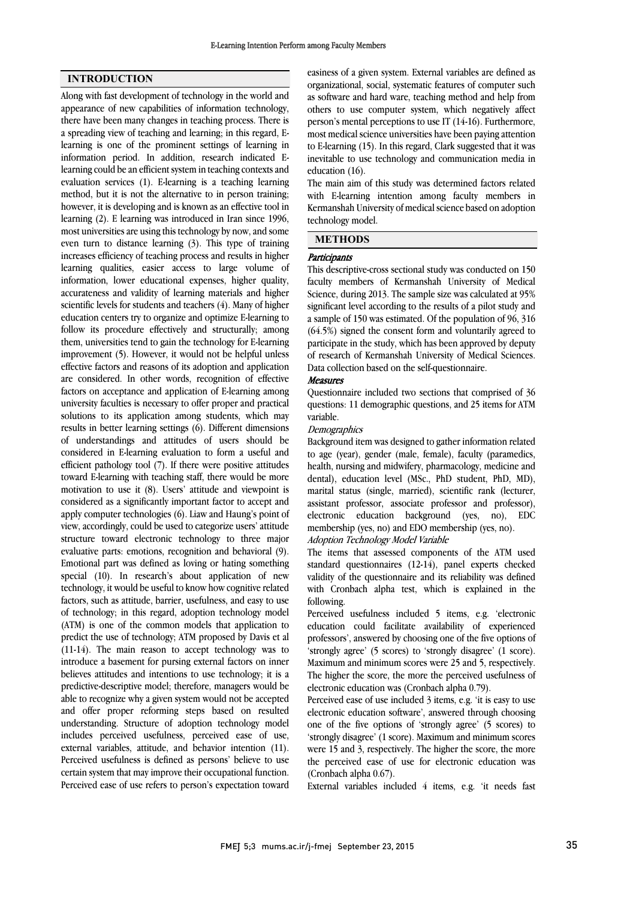## INTRODUCTION

Along with fast development of technology in the world and appearance of new capabilities of information technology, there have been many changes in teaching process. There is a spreading view of teaching and learning; in this regard, E-learning is one of the prominent settings of learning in information period. In addition, research indicated E-learning could be an efficient system in teaching contexts and evaluation services (1). E-learning is a teaching learning method, but it is not the alternative to in person training; however, it is developing and is known as an effective tool in learning (2). E learning was introduced in Iran since 1996, most universities are using this technology by now, and some even turn to distance learning (3). This type of training increases efficiency of teaching process and results in higher learning qualities, easier access to large volume of information, lower educational expenses, higher quality, accurateness and validity of learning materials and higher scientific levels for students and teachers (4). Many of higher education centers try to organize and optimize E-learning to follow its procedure effectively and structurally; among them, universities tend to gain the technology for E-learning improvement (5). However, it would not be helpful unless effective factors and reasons of its adoption and application are considered. In other words, recognition of effective factors on acceptance and application of E-learning among university faculties is necessary to offer proper and practical solutions to its application among students, which may results in better learning settings (6). Different dimensions of understandings and attitudes of users should be considered in E-learning evaluation to form a useful and efficient pathology tool (7). If there were positive attitudes toward E-learning with teaching staff, there would be more motivation to use it (8). Users' attitude and viewpoint is considered as a significantly important factor to accept and apply computer technologies (6). Liaw and Haung's point of view, accordingly, could be used to categorize users' attitude structure toward electronic technology to three major evaluative parts: emotions, recognition and behavioral (9). Emotional part was defined as loving or hating something special (10). In research's about application of new technology, it would be useful to know how cognitive related factors, such as attitude, barrier, usefulness, and easy to use of technology; in this regard, adoption technology model (ATM) is one of the common models that application to predict the use of technology; ATM proposed by Davis et al (11-14). The main reason to accept technology was to introduce a basement for pursing external factors on inner believes attitudes and intentions to use technology; it is a predictive-descriptive model; therefore, managers would be able to recognize why a given system would not be accepted and offer proper reforming steps based on resulted understanding. Structure of adoption technology model includes perceived usefulness, perceived ease of use, external variables, attitude, and behavior intention (11). Perceived usefulness is defined as persons' believe to use certain system that may improve their occupational function. Perceived ease of use refers to person's expectation toward easiness of a given system. External variables are defined as organizational, social, systematic features of computer such as software and hard ware, teaching method and help from others to use computer system, which negatively affect person's mental perceptions to use IT (14-16). Furthermore, most medical science universities have been paying attention to E-learning (15). In this regard, Clark suggested that it was inevitable to use technology and communication media in education (16).

The main aim of this study was determined factors related with E-learning intention among faculty members in Kermanshah University of medical science based on adoption technology model.

## METHODS

### *Participants*

This descriptive-cross sectional study was conducted on 150 faculty members of Kermanshah University of Medical Science, during 2013. The sample size was calculated at 95% significant level according to the results of a pilot study and a sample of 150 was estimated. Of the population of 96, 316 (64.5%) signed the consent form and voluntarily agreed to participate in the study, which has been approved by deputy of research of Kermanshah University of Medical Sciences. Data collection based on the self-questionnaire.

### *Measures*

Questionnaire included two sections that comprised of 36 questions: 11 demographic questions, and 25 items for ATM variable.

*Demographics*

Background item was designed to gather information related to age (year), gender (male, female), faculty (paramedics, health, nursing and midwifery, pharmacology, medicine and dental), education level (MSc., PhD student, PhD, MD), marital status (single, married), scientific rank (lecturer, assistant professor, associate professor and professor), electronic education background (yes, no), EDC membership (yes, no) and EDO membership (yes, no).

*Adoption Technology Model Variable*

The items that assessed components of the ATM used standard questionnaires (12-14), panel experts checked validity of the questionnaire and its reliability was defined with Cronbach alpha test, which is explained in the following.

Perceived usefulness included 5 items, e.g. 'electronic education could facilitate availability of experienced professors', answered by choosing one of the five options of 'strongly agree' (5 scores) to 'strongly disagree' (1 score). Maximum and minimum scores were 25 and 5, respectively. The higher the score, the more the perceived usefulness of electronic education was (Cronbach alpha 0.79).

Perceived ease of use included 3 items, e.g. 'it is easy to use electronic education software', answered through choosing one of the five options of 'strongly agree' (5 scores) to 'strongly disagree' (1 score). Maximum and minimum scores were 15 and 3, respectively. The higher the score, the more the perceived ease of use for electronic education was (Cronbach alpha 0.67).

External variables included 4 items, e.g. 'it needs fast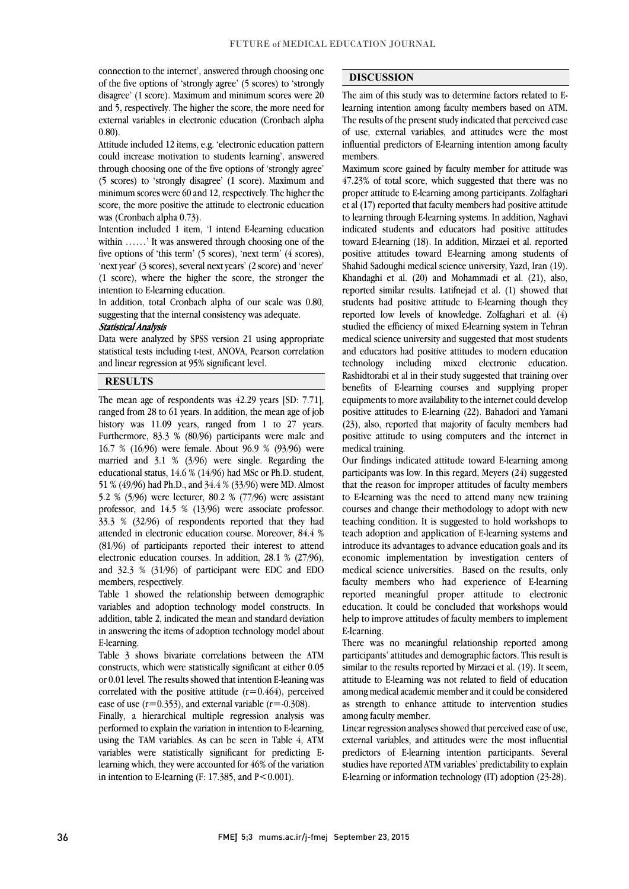connection to the internet', answered through choosing one of the five options of 'strongly agree' (5 scores) to 'strongly disagree' (1 score). Maximum and minimum scores were 20 and 5, respectively. The higher the score, the more need for external variables in electronic education (Cronbach alpha 0.80).

Attitude included 12 items, e.g. 'electronic education pattern could increase motivation to students learning', answered through choosing one of the five options of 'strongly agree' (5 scores) to 'strongly disagree' (1 score). Maximum and minimum scores were 60 and 12, respectively. The higher the score, the more positive the attitude to electronic education was (Cronbach alpha 0.73).

Intention included 1 item, 'I intend E-learning education within ……' It was answered through choosing one of the five options of 'this term' (5 scores), 'next term' (4 scores), 'next year' (3 scores), several next years' (2 score) and 'never' (1 score), where the higher the score, the stronger the intention to E-learning education.

In addition, total Cronbach alpha of our scale was 0.80, suggesting that the internal consistency was adequate.

*Statistical Analysis*

Data were analyzed by SPSS version 21 using appropriate statistical tests including t-test, ANOVA, Pearson correlation and linear regression at 95% significant level.

## RESULTS

The mean age of respondents was 42.29 years [SD: 7.71], ranged from 28 to 61 years. In addition, the mean age of job history was 11.09 years, ranged from 1 to 27 years. Furthermore, 83.3 % (80/96) participants were male and 16.7 % (16/96) were female. About 96.9 % (93/96) were married and 3.1 % (3/96) were single. Regarding the educational status, 14.6 % (14/96) had MSc or Ph.D. student, 51 % (49/96) had Ph.D., and 34.4 % (33/96) were MD. Almost 5.2 % (5/96) were lecturer, 80.2 % (77/96) were assistant professor, and 14.5 % (13/96) were associate professor. 33.3 % (32/96) of respondents reported that they had attended in electronic education course. Moreover, 84.4 % (81/96) of participants reported their interest to attend electronic education courses. In addition, 28.1 % (27/96), and 32.3 % (31/96) of participant were EDC and EDO members, respectively.

Table 1 showed the relationship between demographic variables and adoption technology model constructs. In addition, table 2, indicated the mean and standard deviation in answering the items of adoption technology model about E-learning.

Table 3 shows bivariate correlations between the ATM constructs, which were statistically significant at either 0.05 or 0.01 level. The results showed that intention E-leaning was correlated with the positive attitude ($r=0.464$), perceived ease of use ($r=0.353$), and external variable ($r=-0.308$).

Finally, a hierarchical multiple regression analysis was performed to explain the variation in intention to E-learning, using the TAM variables. As can be seen in Table 4, ATM variables were statistically significant for predicting E-learning which, they were accounted for 46% of the variation in intention to E-learning (F: 17.385, and $P<0.001$).

## DISCUSSION

The aim of this study was to determine factors related to E-learning intention among faculty members based on ATM. The results of the present study indicated that perceived ease of use, external variables, and attitudes were the most influential predictors of E-learning intention among faculty members.

Maximum score gained by faculty member for attitude was 47.23% of total score, which suggested that there was no proper attitude to E-learning among participants. Zolfaghari et al (17) reported that faculty members had positive attitude to learning through E-learning systems. In addition, Naghavi indicated students and educators had positive attitudes toward E-learning (18). In addition, Mirzaei et al. reported positive attitudes toward E-learning among students of Shahid Sadoughi medical science university, Yazd, Iran (19). Khandaghi et al. (20) and Mohammadi et al. (21), also, reported similar results. Latifnejad et al. (1) showed that students had positive attitude to E-learning though they reported low levels of knowledge. Zolfaghari et al. (4) studied the efficiency of mixed E-learning system in Tehran medical science university and suggested that most students and educators had positive attitudes to modern education technology including mixed electronic education. Rashidtorabi et al in their study suggested that training over benefits of E-learning courses and supplying proper equipments to more availability to the internet could develop positive attitudes to E-learning (22). Bahadori and Yamani (23), also, reported that majority of faculty members had positive attitude to using computers and the internet in medical training.

Our findings indicated attitude toward E-learning among participants was low. In this regard, Meyers (24) suggested that the reason for improper attitudes of faculty members to E-learning was the need to attend many new training courses and change their methodology to adopt with new teaching condition. It is suggested to hold workshops to teach adoption and application of E-learning systems and introduce its advantages to advance education goals and its economic implementation by investigation centers of medical science universities. Based on the results, only faculty members who had experience of E-learning reported meaningful proper attitude to electronic education. It could be concluded that workshops would help to improve attitudes of faculty members to implement E-learning.

There was no meaningful relationship reported among participants' attitudes and demographic factors. This result is similar to the results reported by Mirzaei et al. (19). It seem, attitude to E-learning was not related to field of education among medical academic member and it could be considered as strength to enhance attitude to intervention studies among faculty member.

Linear regression analyses showed that perceived ease of use, external variables, and attitudes were the most influential predictors of E-learning intention participants. Several studies have reported ATM variables' predictability to explain E-learning or information technology (IT) adoption (23-28).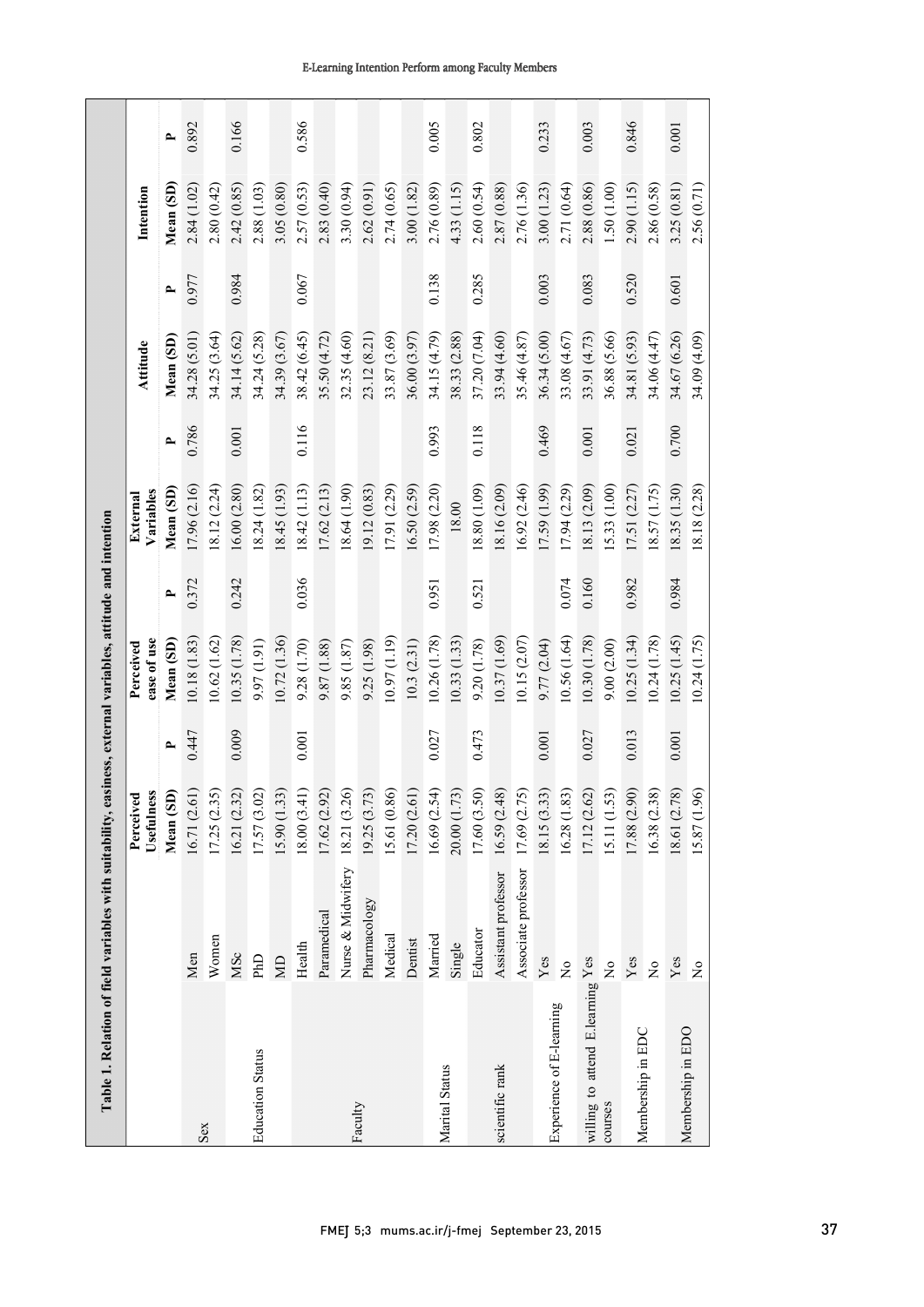**Table 1. Relation of field variables with suitability, easiness, external variables, attitude and intention**

| | | Perceived Usefulness | | Perceived ease of use | | External Variables | | Attitude | | Intention | |
|---|---|---|---|---|---|---|---|---|---|---|---|
| | | Mean (SD) | P | Mean (SD) | P | Mean (SD) | P | Mean (SD) | P | Mean (SD) | P |
| Sex | Men | 16.71 (2.61) | 0.447 | 10.18 (1.83) | 0.372 | 17.96 (2.16) | 0.786 | 34.28 (5.01) | 0.977 | 2.84 (1.02) | 0.892 |
| | Women | 17.25 (2.35) | | 10.62 (1.62) | | 18.12 (2.24) | | 34.25 (3.64) | | 2.80 (0.42) | |
| Education Status | MSc | 16.21 (2.32) | 0.009 | 10.35 (1.78) | 0.242 | 16.00 (2.80) | 0.001 | 34.14 (5.62) | 0.984 | 2.42 (0.85) | 0.166 |
| | PhD | 17.57 (3.02) | | 9.97 (1.91) | | 18.24 (1.82) | | 34.24 (5.28) | | 2.88 (1.03) | |
| | MD | 15.90 (1.33) | | 10.72 (1.36) | | 18.45 (1.93) | | 34.39 (3.67) | | 3.05 (0.80) | |
| Faculty | Health | 18.00 (3.41) | 0.001 | 9.28 (1.70) | 0.036 | 18.42 (1.13) | 0.116 | 38.42 (6.45) | 0.067 | 2.57 (0.53) | 0.586 |
| | Paramedical | 17.62 (2.92) | | 9.87 (1.88) | | 17.62 (2.13) | | 35.50 (4.72) | | 2.83 (0.40) | |
| | Nurse & Midwifery | 18.21 (3.26) | | 9.85 (1.87) | | 18.64 (1.90) | | 32.35 (4.60) | | 3.30 (0.94) | |
| | Pharmacology | 19.25 (3.73) | | 9.25 (1.98) | | 19.12 (0.83) | | 23.12 (8.21) | | 2.62 (0.91) | |
| | Medical | 15.61 (0.86) | | 10.97 (1.19) | | 17.91 (2.29) | | 33.87 (3.69) | | 2.74 (0.65) | |
| | Dentist | 17.20 (2.61) | | 10.3 (2.31) | | 16.50 (2.59) | | 36.00 (3.97) | | 3.00 (1.82) | |
| Marital Status | Married | 16.69 (2.54) | 0.027 | 10.26 (1.78) | 0.951 | 17.98 (2.20) | 0.993 | 34.15 (4.79) | 0.138 | 2.76 (0.89) | 0.005 |
| | Single | 20.00 (1.73) | | 10.33 (1.33) | | 18.00 | | 38.33 (2.88) | | 4.33 (1.15) | |
| scientific rank | Educator | 17.60 (3.50) | 0.473 | 9.20 (1.78) | 0.521 | 18.80 (1.09) | 0.118 | 37.20 (7.04) | 0.285 | 2.60 (0.54) | 0.802 |
| | Assistant professor | 16.59 (2.48) | | 10.37 (1.69) | | 18.16 (2.09) | | 33.94 (4.60) | | 2.87 (0.88) | |
| | Associate professor | 17.69 (2.75) | | 10.15 (2.07) | | 16.92 (2.46) | | 35.46 (4.87) | | 2.76 (1.36) | |
| Experience of E-learning | Yes | 18.15 (3.33) | 0.001 | 9.77 (2.04) | | 17.59 (1.99) | 0.469 | 36.34 (5.00) | 0.003 | 3.00 (1.23) | 0.233 |
| | No | 16.28 (1.83) | | 10.56 (1.64) | 0.074 | 17.94 (2.29) | | 33.08 (4.67) | | 2.71 (0.64) | |
| willing to attend E.learning courses | Yes | 17.12 (2.62) | 0.027 | 10.30 (1.78) | 0.160 | 18.13 (2.09) | 0.001 | 33.91 (4.73) | 0.083 | 2.88 (0.86) | 0.003 |
| | No | 15.11 (1.53) | | 9.00 (2.00) | | 15.33 (1.00) | | 36.88 (5.66) | | 1.50 (1.00) | |
| Membership in EDC | Yes | 17.88 (2.90) | 0.013 | 10.25 (1.34) | 0.982 | 17.51 (2.27) | 0.021 | 34.81 (5.93) | 0.520 | 2.90 (1.15) | 0.846 |
| | No | 16.38 (2.38) | | 10.24 (1.78) | | 18.57 (1.75) | | 34.06 (4.47) | | 2.86 (0.58) | |
| Membership in EDO | Yes | 18.61 (2.78) | 0.001 | 10.25 (1.45) | 0.984 | 18.35 (1.30) | 0.700 | 34.67 (6.26) | 0.601 | 3.25 (0.81) | 0.001 |
| | No | 15.87 (1.96) | | 10.24 (1.75) | | 18.18 (2.28) | | 34.09 (4.09) | | 2.56 (0.71) | |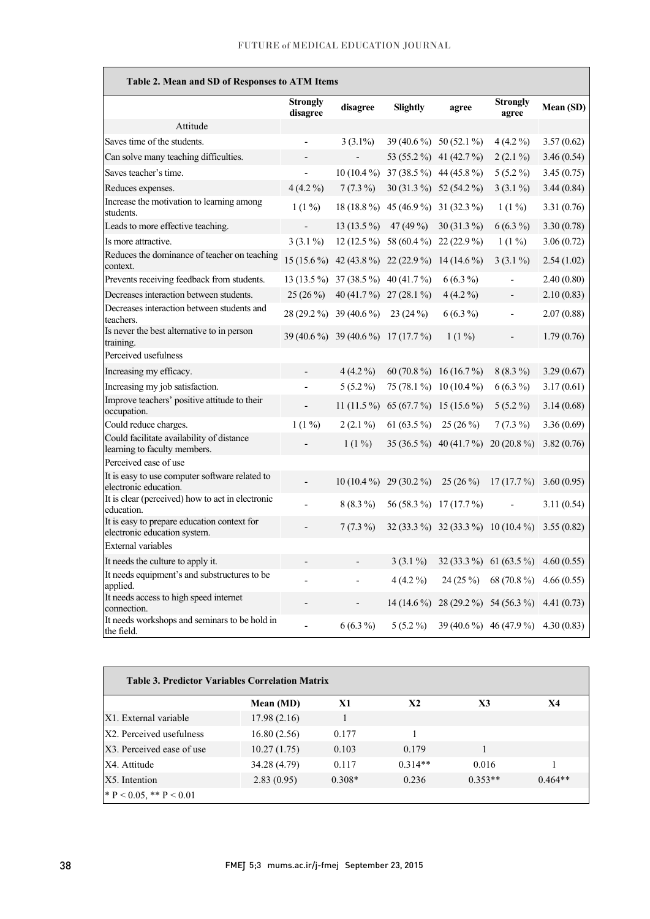**Table 2. Mean and SD of Responses to ATM Items**

| | Strongly disagree | disagree | Slightly | agree | Strongly agree | Mean (SD) |
|---|---|---|---|---|---|---|
| Attitude | | | | | | |
| Saves time of the students. | - | 3 (3.1%) | 39 (40.6 %) | 50 (52.1 %) | 4 (4.2 %) | 3.57 (0.62) |
| Can solve many teaching difficulties. | - | - | 53 (55.2 %) | 41 (42.7 %) | 2 (2.1 %) | 3.46 (0.54) |
| Saves teacher's time. | - | 10 (10.4 %) | 37 (38.5 %) | 44 (45.8 %) | 5 (5.2 %) | 3.45 (0.75) |
| Reduces expenses. | 4 (4.2 %) | 7 (7.3 %) | 30 (31.3 %) | 52 (54.2 %) | 3 (3.1 %) | 3.44 (0.84) |
| Increase the motivation to learning among students. | 1 (1 %) | 18 (18.8 %) | 45 (46.9 %) | 31 (32.3 %) | 1 (1 %) | 3.31 (0.76) |
| Leads to more effective teaching. | - | 13 (13.5 %) | 47 (49 %) | 30 (31.3 %) | 6 (6.3 %) | 3.30 (0.78) |
| Is more attractive. | 3 (3.1 %) | 12 (12.5 %) | 58 (60.4 %) | 22 (22.9 %) | 1 (1 %) | 3.06 (0.72) |
| Reduces the dominance of teacher on teaching context. | 15 (15.6 %) | 42 (43.8 %) | 22 (22.9 %) | 14 (14.6 %) | 3 (3.1 %) | 2.54 (1.02) |
| Prevents receiving feedback from students. | 13 (13.5 %) | 37 (38.5 %) | 40 (41.7 %) | 6 (6.3 %) | - | 2.40 (0.80) |
| Decreases interaction between students. | 25 (26 %) | 40 (41.7 %) | 27 (28.1 %) | 4 (4.2 %) | - | 2.10 (0.83) |
| Decreases interaction between students and teachers. | 28 (29.2 %) | 39 (40.6 %) | 23 (24 %) | 6 (6.3 %) | - | 2.07 (0.88) |
| Is never the best alternative to in person training. | 39 (40.6 %) | 39 (40.6 %) | 17 (17.7 %) | 1 (1 %) | - | 1.79 (0.76) |
| Perceived usefulness | | | | | | |
| Increasing my efficacy. | - | 4 (4.2 %) | 60 (70.8 %) | 16 (16.7 %) | 8 (8.3 %) | 3.29 (0.67) |
| Increasing my job satisfaction. | - | 5 (5.2 %) | 75 (78.1 %) | 10 (10.4 %) | 6 (6.3 %) | 3.17 (0.61) |
| Improve teachers' positive attitude to their occupation. | - | 11 (11.5 %) | 65 (67.7 %) | 15 (15.6 %) | 5 (5.2 %) | 3.14 (0.68) |
| Could reduce charges. | 1 (1 %) | 2 (2.1 %) | 61 (63.5 %) | 25 (26 %) | 7 (7.3 %) | 3.36 (0.69) |
| Could facilitate availability of distance learning to faculty members. | - | 1 (1 %) | 35 (36.5 %) | 40 (41.7 %) | 20 (20.8 %) | 3.82 (0.76) |
| Perceived ease of use | | | | | | |
| It is easy to use computer software related to electronic education. | - | 10 (10.4 %) | 29 (30.2 %) | 25 (26 %) | 17 (17.7 %) | 3.60 (0.95) |
| It is clear (perceived) how to act in electronic education. | - | 8 (8.3 %) | 56 (58.3 %) | 17 (17.7 %) | - | 3.11 (0.54) |
| It is easy to prepare education context for electronic education system. | - | 7 (7.3 %) | 32 (33.3 %) | 32 (33.3 %) | 10 (10.4 %) | 3.55 (0.82) |
| External variables | | | | | | |
| It needs the culture to apply it. | - | - | 3 (3.1 %) | 32 (33.3 %) | 61 (63.5 %) | 4.60 (0.55) |
| It needs equipment's and substructures to be applied. | - | - | 4 (4.2 %) | 24 (25 %) | 68 (70.8 %) | 4.66 (0.55) |
| It needs access to high speed internet connection. | - | - | 14 (14.6 %) | 28 (29.2 %) | 54 (56.3 %) | 4.41 (0.73) |
| It needs workshops and seminars to be hold in the field. | - | 6 (6.3 %) | 5 (5.2 %) | 39 (40.6 %) | 46 (47.9 %) | 4.30 (0.83) |

**Table 3. Predictor Variables Correlation Matrix**

| | Mean (MD) | X1 | X2 | X3 | X4 |
|---|---|---|---|---|---|
| X1. External variable | 17.98 (2.16) | 1 | | | |
| X2. Perceived usefulness | 16.80 (2.56) | 0.177 | 1 | | |
| X3. Perceived ease of use | 10.27 (1.75) | 0.103 | 0.179 | 1 | |
| X4. Attitude | 34.28 (4.79) | 0.117 | 0.314** | 0.016 | 1 |
| X5. Intention | 2.83 (0.95) | 0.308* | 0.236 | 0.353** | 0.464** |

\* $P < 0.05$, ** $P < 0.01$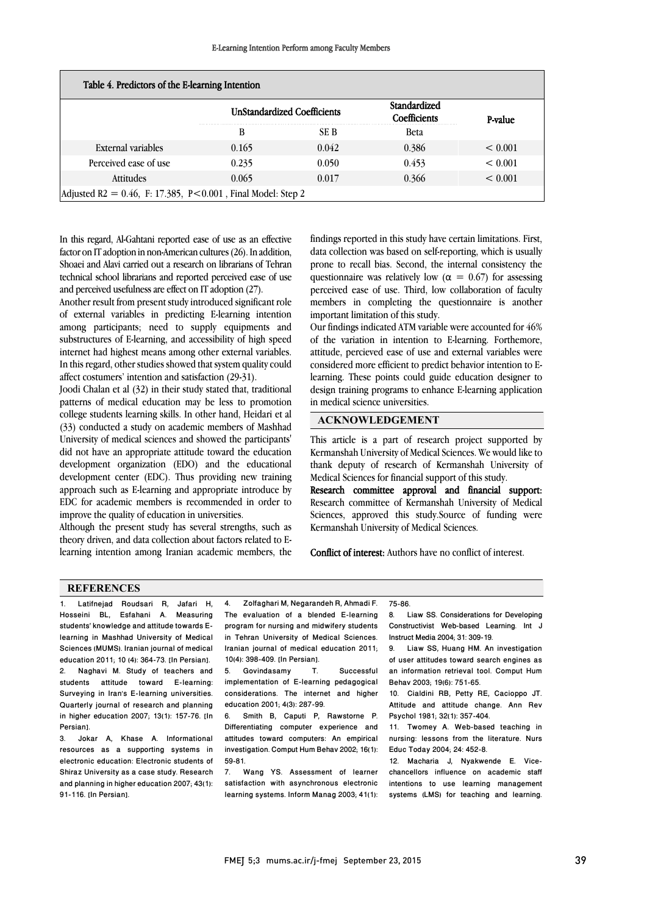Table 4. Predictors of the E-learning Intention

| | UnStandardized Coefficients | | Standardized Coefficients | P-value |
|---|---|---|---|---|
| | B | SE B | Beta | |
| External variables | 0.165 | 0.042 | 0.386 | < 0.001 |
| Perceived ease of use | 0.235 | 0.050 | 0.453 | < 0.001 |
| Attitudes | 0.065 | 0.017 | 0.366 | < 0.001 |
| Adjusted R2 = 0.46, F: 17.385, P<0.001 , Final Model: Step 2 | | | | |

In this regard, Al-Gahtani reported ease of use as an effective factor on IT adoption in non-American cultures (26). In addition, Shoaei and Alavi carried out a research on librarians of Tehran technical school librarians and reported perceived ease of use and perceived usefulness are effect on IT adoption (27).

Another result from present study introduced significant role of external variables in predicting E-learning intention among participants; need to supply equipments and substructures of E-learning, and accessibility of high speed internet had highest means among other external variables. In this regard, other studies showed that system quality could affect costumers' intention and satisfaction (29-31).

Joodi Chalan et al (32) in their study stated that, traditional patterns of medical education may be less to promotion college students learning skills. In other hand, Heidari et al (33) conducted a study on academic members of Mashhad University of medical sciences and showed the participants' did not have an appropriate attitude toward the education development organization (EDO) and the educational development center (EDC). Thus providing new training approach such as E-learning and appropriate introduce by EDC for academic members is recommended in order to improve the quality of education in universities.

Although the present study has several strengths, such as theory driven, and data collection about factors related to E-learning intention among Iranian academic members, the findings reported in this study have certain limitations. First, data collection was based on self-reporting, which is usually prone to recall bias. Second, the internal consistency the questionnaire was relatively low ($\alpha = 0.67$) for assessing perceived ease of use. Third, low collaboration of faculty members in completing the questionnaire is another important limitation of this study.

Our findings indicated ATM variable were accounted for 46% of the variation in intention to E-learning. Forthemore, attitude, percieved ease of use and external variables were considered more efficient to predict behavior intention to E-learning. These points could guide education designer to design training programs to enhance E-learning application in medical science universities.

## ACKNOWLEDGEMENT

This article is a part of research project supported by Kermanshah University of Medical Sciences. We would like to thank deputy of research of Kermanshah University of Medical Sciences for financial support of this study.

**Research committee approval and financial support:** Research committee of Kermanshah University of Medical Sciences, approved this study.Source of funding were Kermanshah University of Medical Sciences.

**Conflict of interest:** Authors have no conflict of interest.

## REFERENCES

1. Latifnejad Roudsari R, Jafari H, Hosseini BL, Esfahani A. Measuring students' knowledge and attitude towards E-learning in Mashhad University of Medical Sciences (MUMS). Iranian journal of medical education 2011; 10 (4): 364-73. [In Persian].
2. Naghavi M. Study of teachers and students attitude toward E-learning: Surveying in Iran's E-learning universities. Quarterly journal of research and planning in higher education 2007; 13(1): 157-76. [In Persian].
3. Jokar A, Khase A. Informational resources as a supporting systems in electronic education: Electronic students of Shiraz University as a case study. Research and planning in higher education 2007; 43(1): 91-116. [In Persian].
4. Zolfaghari M, Negarandeh R, Ahmadi F. The evaluation of a blended E-learning program for nursing and midwifery students in Tehran University of Medical Sciences. Iranian journal of medical education 2011; 10(4): 398-409. [In Persian].
5. Govindasamy T. Successful implementation of E-learning pedagogical considerations. The internet and higher education 2001; 4(3): 287-99.
6. Smith B, Caputi P, Rawstorne P. Differentiating computer experience and attitudes toward computers: An empirical investigation. Comput Hum Behav 2002; 16(1): 59-81.
7. Wang YS. Assessment of learner satisfaction with asynchronous electronic learning systems. Inform Manag 2003; 41(1): 75-86.
8. Liaw SS. Considerations for Developing Constructivist Web-based Learning. Int J Instruct Media 2004; 31: 309-19.
9. Liaw SS, Huang HM. An investigation of user attitudes toward search engines as an information retrieval tool. Comput Hum Behav 2003; 19(6): 751-65.
10. Cialdini RB, Petty RE, Cacioppo JT. Attitude and attitude change. Ann Rev Psychol 1981; 32(1): 357-404.
11. Twomey A. Web-based teaching in nursing: lessons from the literature. Nurs Educ Today 2004; 24: 452-8.
12. Macharia J, Nyakwende E. Vice-chancellors influence on academic staff intentions to use learning management systems (LMS) for teaching and learning.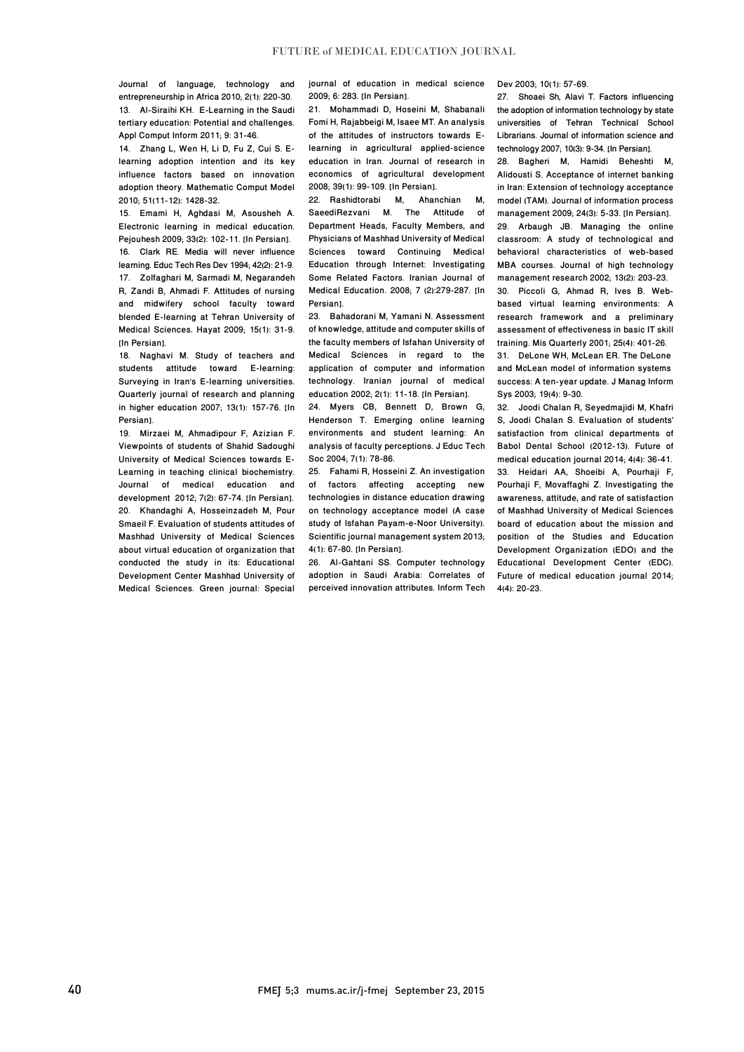Journal of language, technology and entrepreneurship in Africa 2010; 2(1): 220-30.

13. Al-Siraihi KH. E-Learning in the Saudi tertiary education: Potential and challenges. Appl Comput Inform 2011; 9: 31-46.

14. Zhang L, Wen H, Li D, Fu Z, Cui S. E-learning adoption intention and its key influence factors based on innovation adoption theory. Mathematic Comput Model 2010; 51(11-12): 1428-32.

15. Emami H, Aghdasi M, Asousheh A. Electronic learning in medical education. Pejouhesh 2009; 33(2): 102-11. [In Persian].

16. Clark RE. Media will never influence learning. Educ Tech Res Dev 1994; 42(2): 21-9.

17. Zolfaghari M, Sarmadi M, Negarandeh R, Zandi B, Ahmadi F. Attitudes of nursing and midwifery school faculty toward blended E-learning at Tehran University of Medical Sciences. Hayat 2009; 15(1): 31-9. [In Persian].

18. Naghavi M. Study of teachers and students attitude toward E-learning: Surveying in Iran's E-learning universities. Quarterly journal of research and planning in higher education 2007; 13(1): 157-76. [In Persian].

19. Mirzaei M, Ahmadipour F, Azizian F. Viewpoints of students of Shahid Sadoughi University of Medical Sciences towards E-Learning in teaching clinical biochemistry. Journal of medical education and development 2012; 7(2): 67-74. [In Persian].

20. Khandaghi A, Hosseinzadeh M, Pour Smaeil F. Evaluation of students attitudes of Mashhad University of Medical Sciences about virtual education of organization that conducted the study in its: Educational Development Center Mashhad University of Medical Sciences. Green journal: Special journal of education in medical science 2009; 6: 283. [In Persian].

21. Mohammadi D, Hoseini M, Shabanali Fomi H, Rajabbeigi M, Isaee MT. An analysis of the attitudes of instructors towards E-learning in agricultural applied-science education in Iran. Journal of research in economics of agricultural development 2008; 39(1): 99-109. [In Persian].

22. Rashidtorabi M, Ahanchian M, SaeediRezvani M. The Attitude of Department Heads, Faculty Members, and Physicians of Mashhad University of Medical Sciences toward Continuing Medical Education through Internet: Investigating Some Related Factors. Iranian Journal of Medical Education. 2008; 7 (2):279-287. [In Persian].

23. Bahadorani M, Yamani N. Assessment of knowledge, attitude and computer skills of the faculty members of Isfahan University of Medical Sciences in regard to the application of computer and information technology. Iranian journal of medical education 2002; 2(1): 11-18. [In Persian].

24. Myers CB, Bennett D, Brown G, Henderson T. Emerging online learning environments and student learning: An analysis of faculty perceptions. J Educ Tech Soc 2004; 7(1): 78-86.

25. Fahami R, Hosseini Z. An investigation of factors affecting accepting new technologies in distance education drawing on technology acceptance model (A case study of Isfahan Payam-e-Noor University). Scientific journal management system 2013; 4(1): 67-80. [In Persian].

26. Al-Gahtani SS. Computer technology adoption in Saudi Arabia: Correlates of perceived innovation attributes. Inform Tech Dev 2003; 10(1): 57-69.

27. Shoaei Sh, Alavi T. Factors influencing the adoption of information technology by state universities of Tehran Technical School Librarians. Journal of information science and technology 2007; 10(3): 9-34. [In Persian].

28. Bagheri M, Hamidi Beheshti M, Alidousti S. Acceptance of internet banking in Iran: Extension of technology acceptance model (TAM). Journal of information process management 2009; 24(3): 5-33. [In Persian].

29. Arbaugh JB. Managing the online classroom: A study of technological and behavioral characteristics of web-based MBA courses. Journal of high technology management research 2002; 13(2): 203-23.

30. Piccoli G, Ahmad R, Ives B. Web-based virtual learning environments: A research framework and a preliminary assessment of effectiveness in basic IT skill training. Mis Quarterly 2001; 25(4): 401-26.

31. DeLone WH, McLean ER. The DeLone and McLean model of information systems success: A ten-year update. J Manag Inform Sys 2003; 19(4): 9-30.

32. Joodi Chalan R, Seyedmajidi M, Khafri S, Joodi Chalan S. Evaluation of students' satisfaction from clinical departments of Babol Dental School (2012-13). Future of medical education journal 2014; 4(4): 36-41.

33. Heidari AA, Shoeibi A, Pourhaji F, Pourhaji F, Movaffaghi Z. Investigating the awareness, attitude, and rate of satisfaction of Mashhad University of Medical Sciences board of education about the mission and position of the Studies and Education Development Organization (EDO) and the Educational Development Center (EDC). Future of medical education journal 2014; 4(4): 20-23.